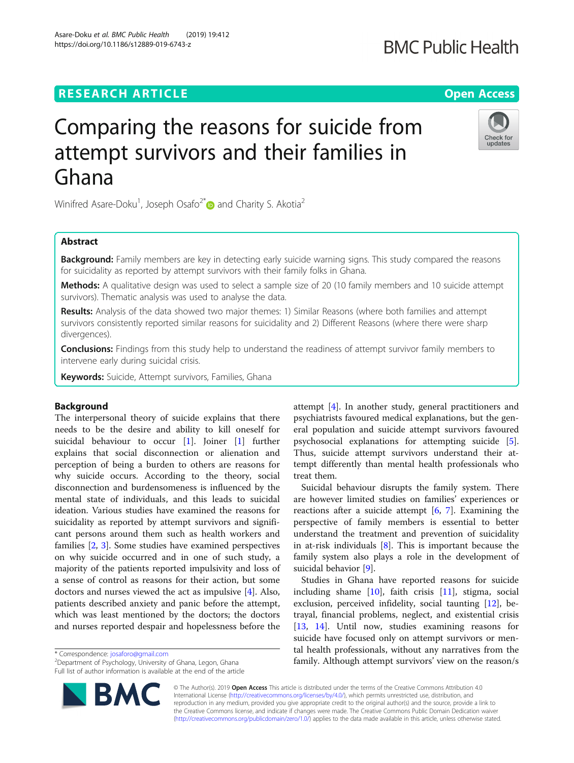RESEARCH ARTICLE

Open Access

# Comparing the reasons for suicide from attempt survivors and their families in Ghana

Winifred Asare-Doku[1], Joseph Osafo[2*] and Charity S. Akotia[2]

## Abstract

**Background:** Family members are key in detecting early suicide warning signs. This study compared the reasons for suicidality as reported by attempt survivors with their family folks in Ghana.

**Methods:** A qualitative design was used to select a sample size of 20 (10 family members and 10 suicide attempt survivors). Thematic analysis was used to analyse the data.

**Results:** Analysis of the data showed two major themes: 1) Similar Reasons (where both families and attempt survivors consistently reported similar reasons for suicidality and 2) Different Reasons (where there were sharp divergences).

**Conclusions:** Findings from this study help to understand the readiness of attempt survivor family members to intervene early during suicidal crisis.

**Keywords:** Suicide, Attempt survivors, Families, Ghana

## Background

The interpersonal theory of suicide explains that there needs to be the desire and ability to kill oneself for suicidal behaviour to occur [1]. Joiner [1] further explains that social disconnection or alienation and perception of being a burden to others are reasons for why suicide occurs. According to the theory, social disconnection and burdensomeness is influenced by the mental state of individuals, and this leads to suicidal ideation. Various studies have examined the reasons for suicidality as reported by attempt survivors and significant persons around them such as health workers and families [2, 3]. Some studies have examined perspectives on why suicide occurred and in one of such study, a majority of the patients reported impulsivity and loss of a sense of control as reasons for their action, but some doctors and nurses viewed the act as impulsive [4]. Also, patients described anxiety and panic before the attempt, which was least mentioned by the doctors; the doctors and nurses reported despair and hopelessness before the attempt [4]. In another study, general practitioners and psychiatrists favoured medical explanations, but the general population and suicide attempt survivors favoured psychosocial explanations for attempting suicide [5]. Thus, suicide attempt survivors understand their attempt differently than mental health professionals who treat them.

Suicidal behaviour disrupts the family system. There are however limited studies on families' experiences or reactions after a suicide attempt [6, 7]. Examining the perspective of family members is essential to better understand the treatment and prevention of suicidality in at-risk individuals [8]. This is important because the family system also plays a role in the development of suicidal behavior [9].

Studies in Ghana have reported reasons for suicide including shame [10], faith crisis [11], stigma, social exclusion, perceived infidelity, social taunting [12], betrayal, financial problems, neglect, and existential crisis [13, 14]. Until now, studies examining reasons for suicide have focused only on attempt survivors or mental health professionals, without any narratives from the family. Although attempt survivors' view on the reason/s

\* Correspondence: josaforo@gmail.com
[2]Department of Psychology, University of Ghana, Legon, Ghana
Full list of author information is available at the end of the article

© The Author(s). 2019 **Open Access** This article is distributed under the terms of the Creative Commons Attribution 4.0 International License (http://creativecommons.org/licenses/by/4.0/), which permits unrestricted use, distribution, and reproduction in any medium, provided you give appropriate credit to the original author(s) and the source, provide a link to the Creative Commons license, and indicate if changes were made. The Creative Commons Public Domain Dedication waiver (http://creativecommons.org/publicdomain/zero/1.0/) applies to the data made available in this article, unless otherwise stated.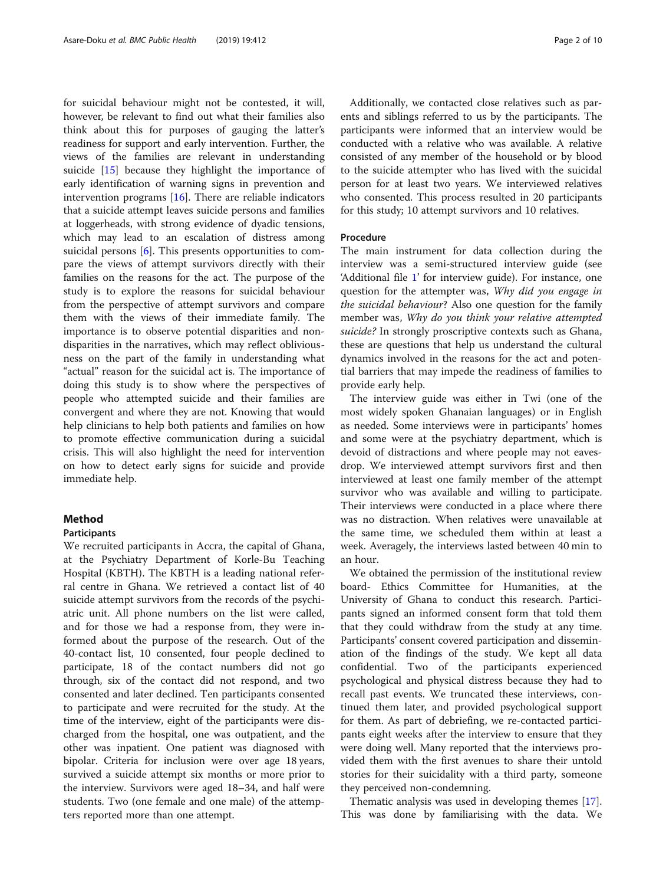for suicidal behaviour might not be contested, it will, however, be relevant to find out what their families also think about this for purposes of gauging the latter's readiness for support and early intervention. Further, the views of the families are relevant in understanding suicide [15] because they highlight the importance of early identification of warning signs in prevention and intervention programs [16]. There are reliable indicators that a suicide attempt leaves suicide persons and families at loggerheads, with strong evidence of dyadic tensions, which may lead to an escalation of distress among suicidal persons [6]. This presents opportunities to compare the views of attempt survivors directly with their families on the reasons for the act. The purpose of the study is to explore the reasons for suicidal behaviour from the perspective of attempt survivors and compare them with the views of their immediate family. The importance is to observe potential disparities and non-disparities in the narratives, which may reflect obliviousness on the part of the family in understanding what "actual" reason for the suicidal act is. The importance of doing this study is to show where the perspectives of people who attempted suicide and their families are convergent and where they are not. Knowing that would help clinicians to help both patients and families on how to promote effective communication during a suicidal crisis. This will also highlight the need for intervention on how to detect early signs for suicide and provide immediate help.

## Method

### Participants

We recruited participants in Accra, the capital of Ghana, at the Psychiatry Department of Korle-Bu Teaching Hospital (KBTH). The KBTH is a leading national referral centre in Ghana. We retrieved a contact list of 40 suicide attempt survivors from the records of the psychiatric unit. All phone numbers on the list were called, and for those we had a response from, they were informed about the purpose of the research. Out of the 40-contact list, 10 consented, four people declined to participate, 18 of the contact numbers did not go through, six of the contact did not respond, and two consented and later declined. Ten participants consented to participate and were recruited for the study. At the time of the interview, eight of the participants were discharged from the hospital, one was outpatient, and the other was inpatient. One patient was diagnosed with bipolar. Criteria for inclusion were over age 18 years, survived a suicide attempt six months or more prior to the interview. Survivors were aged 18–34, and half were students. Two (one female and one male) of the attempters reported more than one attempt.

Additionally, we contacted close relatives such as parents and siblings referred to us by the participants. The participants were informed that an interview would be conducted with a relative who was available. A relative consisted of any member of the household or by blood to the suicide attempter who has lived with the suicidal person for at least two years. We interviewed relatives who consented. This process resulted in 20 participants for this study; 10 attempt survivors and 10 relatives.

### Procedure

The main instrument for data collection during the interview was a semi-structured interview guide (see 'Additional file 1' for interview guide). For instance, one question for the attempter was, *Why did you engage in the suicidal behaviour*? Also one question for the family member was, *Why do you think your relative attempted suicide?* In strongly proscriptive contexts such as Ghana, these are questions that help us understand the cultural dynamics involved in the reasons for the act and potential barriers that may impede the readiness of families to provide early help.

The interview guide was either in Twi (one of the most widely spoken Ghanaian languages) or in English as needed. Some interviews were in participants' homes and some were at the psychiatry department, which is devoid of distractions and where people may not eavesdrop. We interviewed attempt survivors first and then interviewed at least one family member of the attempt survivor who was available and willing to participate. Their interviews were conducted in a place where there was no distraction. When relatives were unavailable at the same time, we scheduled them within at least a week. Averagely, the interviews lasted between 40 min to an hour.

We obtained the permission of the institutional review board- Ethics Committee for Humanities, at the University of Ghana to conduct this research. Participants signed an informed consent form that told them that they could withdraw from the study at any time. Participants' consent covered participation and dissemination of the findings of the study. We kept all data confidential. Two of the participants experienced psychological and physical distress because they had to recall past events. We truncated these interviews, continued them later, and provided psychological support for them. As part of debriefing, we re-contacted participants eight weeks after the interview to ensure that they were doing well. Many reported that the interviews provided them with the first avenues to share their untold stories for their suicidality with a third party, someone they perceived non-condemning.

Thematic analysis was used in developing themes [17]. This was done by familiarising with the data. We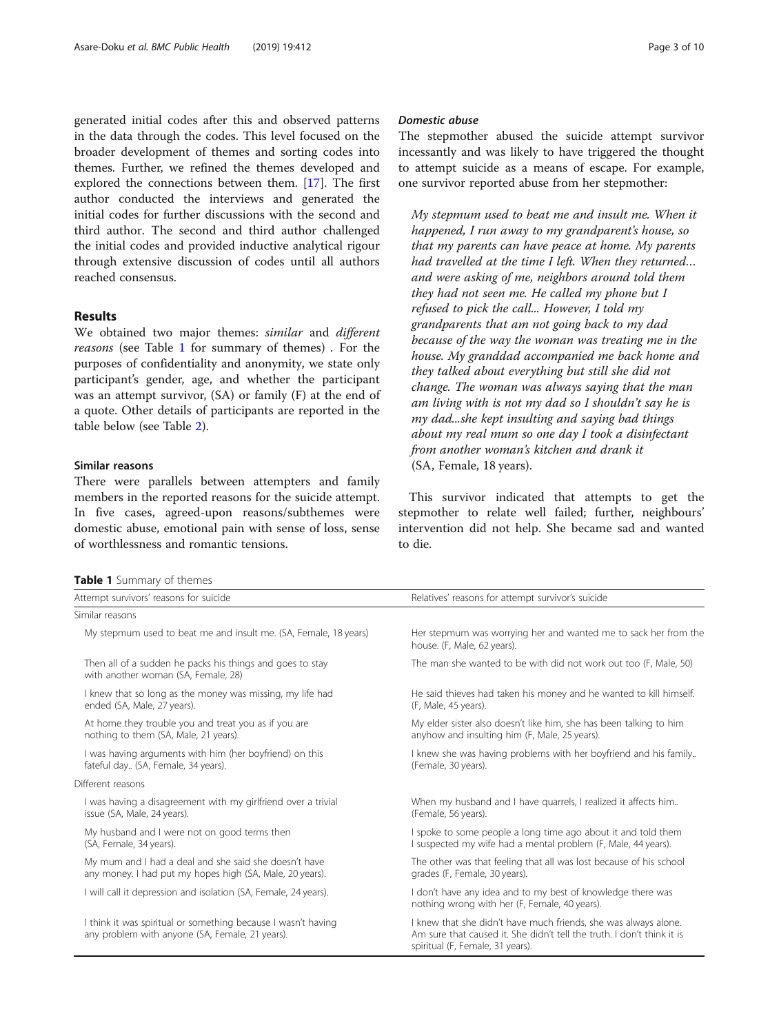generated initial codes after this and observed patterns in the data through the codes. This level focused on the broader development of themes and sorting codes into themes. Further, we refined the themes developed and explored the connections between them. [17]. The first author conducted the interviews and generated the initial codes for further discussions with the second and third author. The second and third author challenged the initial codes and provided inductive analytical rigour through extensive discussion of codes until all authors reached consensus.

## Results

We obtained two major themes: *similar* and *different reasons* (see Table 1 for summary of themes) . For the purposes of confidentiality and anonymity, we state only participant's gender, age, and whether the participant was an attempt survivor, (SA) or family (F) at the end of a quote. Other details of participants are reported in the table below (see Table 2).

### Similar reasons

There were parallels between attempters and family members in the reported reasons for the suicide attempt. In five cases, agreed-upon reasons/subthemes were domestic abuse, emotional pain with sense of loss, sense of worthlessness and romantic tensions.

#### *Domestic abuse*

The stepmother abused the suicide attempt survivor incessantly and was likely to have triggered the thought to attempt suicide as a means of escape. For example, one survivor reported abuse from her stepmother:

> *My stepmum used to beat me and insult me. When it happened, I run away to my grandparent's house, so that my parents can have peace at home. My parents had travelled at the time I left. When they returned… and were asking of me, neighbors around told them they had not seen me. He called my phone but I refused to pick the call... However, I told my grandparents that am not going back to my dad because of the way the woman was treating me in the house. My granddad accompanied me back home and they talked about everything but still she did not change. The woman was always saying that the man am living with is not my dad so I shouldn't say he is my dad...she kept insulting and saying bad things about my real mum so one day I took a disinfectant from another woman's kitchen and drank it* (SA, Female, 18 years).

This survivor indicated that attempts to get the stepmother to relate well failed; further, neighbours' intervention did not help. She became sad and wanted to die.

**Table 1** Summary of themes

| Attempt survivors' reasons for suicide | Relatives' reasons for attempt survivor's suicide |
|---|---|
| Similar reasons | |
| My stepmum used to beat me and insult me. (SA, Female, 18 years) | Her stepmum was worrying her and wanted me to sack her from the house. (F, Male, 62 years). |
| Then all of a sudden he packs his things and goes to stay with another woman (SA, Female, 28) | The man she wanted to be with did not work out too (F, Male, 50) |
| I knew that so long as the money was missing, my life had ended (SA, Male, 27 years). | He said thieves had taken his money and he wanted to kill himself. (F, Male, 45 years). |
| At home they trouble you and treat you as if you are nothing to them (SA, Male, 21 years). | My elder sister also doesn't like him, she has been talking to him anyhow and insulting him (F, Male, 25 years). |
| I was having arguments with him (her boyfriend) on this fateful day.. (SA, Female, 34 years). | I knew she was having problems with her boyfriend and his family.. (Female, 30 years). |
| Different reasons | |
| I was having a disagreement with my girlfriend over a trivial issue (SA, Male, 24 years). | When my husband and I have quarrels, I realized it affects him.. (Female, 56 years). |
| My husband and I were not on good terms then (SA, Female, 34 years). | I spoke to some people a long time ago about it and told them I suspected my wife had a mental problem (F, Male, 44 years). |
| My mum and I had a deal and she said she doesn't have any money. I had put my hopes high (SA, Male, 20 years). | The other was that feeling that all was lost because of his school grades (F, Female, 30 years). |
| I will call it depression and isolation (SA, Female, 24 years). | I don't have any idea and to my best of knowledge there was nothing wrong with her (F, Female, 40 years). |
| I think it was spiritual or something because I wasn't having any problem with anyone (SA, Female, 21 years). | I knew that she didn't have much friends, she was always alone. Am sure that caused it. She didn't tell the truth. I don't think it is spiritual (F, Female, 31 years). |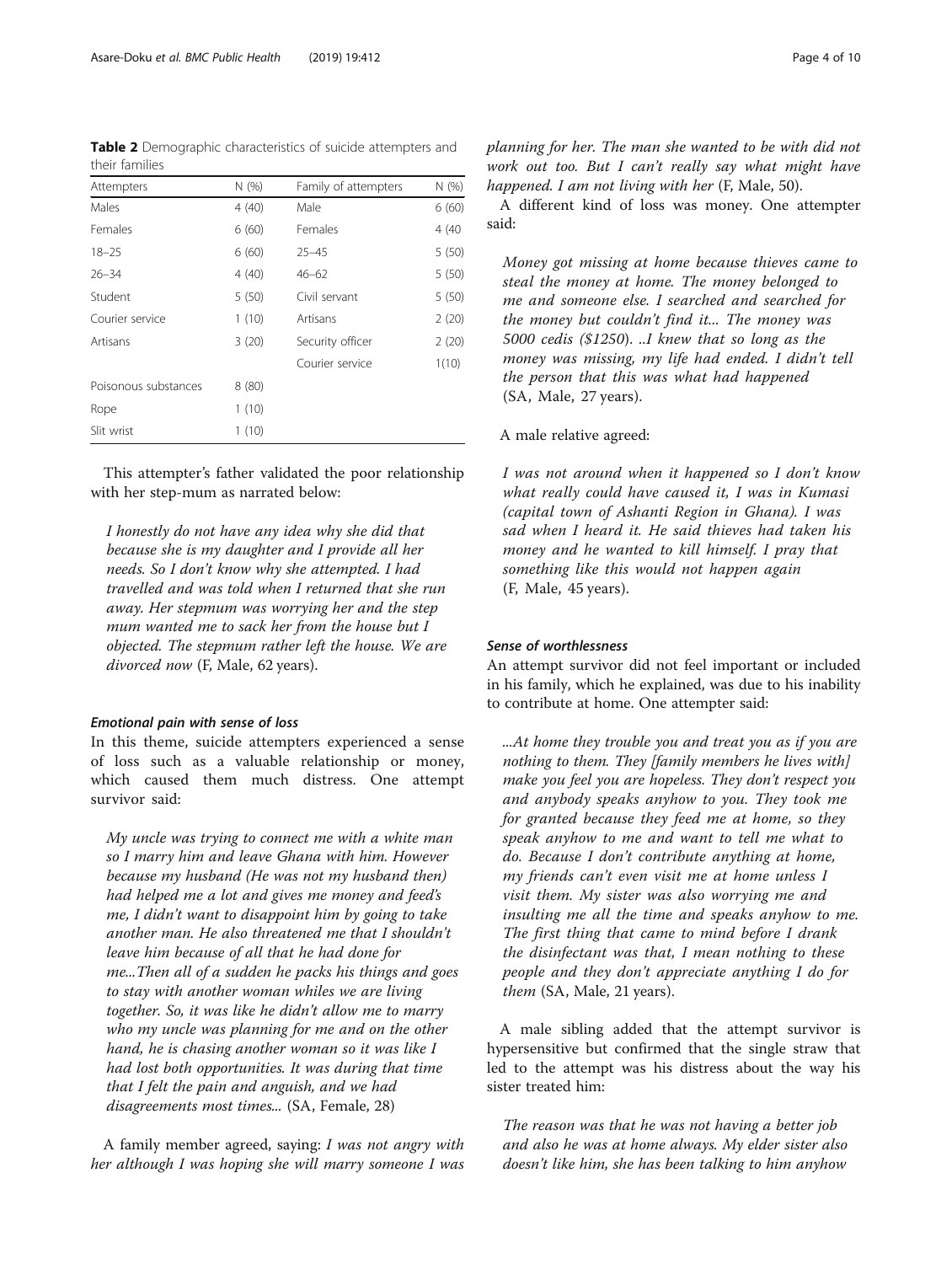**Table 2** Demographic characteristics of suicide attempters and their families

| Attempters | N (%) | Family of attempters | N (%) |
|---|---|---|---|
| Males | 4 (40) | Male | 6 (60) |
| Females | 6 (60) | Females | 4 (40 |
| 18–25 | 6 (60) | 25–45 | 5 (50) |
| 26–34 | 4 (40) | 46–62 | 5 (50) |
| Student | 5 (50) | Civil servant | 5 (50) |
| Courier service | 1 (10) | Artisans | 2 (20) |
| Artisans | 3 (20) | Security officer | 2 (20) |
| | | Courier service | 1(10) |
| Poisonous substances | 8 (80) | | |
| Rope | 1 (10) | | |
| Slit wrist | 1 (10) | | |

This attempter's father validated the poor relationship with her step-mum as narrated below:

> *I honestly do not have any idea why she did that because she is my daughter and I provide all her needs. So I don't know why she attempted. I had travelled and was told when I returned that she run away. Her stepmum was worrying her and the step mum wanted me to sack her from the house but I objected. The stepmum rather left the house. We are divorced now* (F, Male, 62 years).

#### *Emotional pain with sense of loss*

In this theme, suicide attempters experienced a sense of loss such as a valuable relationship or money, which caused them much distress. One attempt survivor said:

> *My uncle was trying to connect me with a white man so I marry him and leave Ghana with him. However because my husband (He was not my husband then) had helped me a lot and gives me money and feed's me, I didn't want to disappoint him by going to take another man. He also threatened me that I shouldn't leave him because of all that he had done for me...Then all of a sudden he packs his things and goes to stay with another woman whiles we are living together. So, it was like he didn't allow me to marry who my uncle was planning for me and on the other hand, he is chasing another woman so it was like I had lost both opportunities. It was during that time that I felt the pain and anguish, and we had disagreements most times...* (SA, Female, 28)

A family member agreed, saying: *I was not angry with her although I was hoping she will marry someone I was planning for her. The man she wanted to be with did not work out too. But I can't really say what might have happened. I am not living with her* (F, Male, 50).

A different kind of loss was money. One attempter said:

> *Money got missing at home because thieves came to steal the money at home. The money belonged to me and someone else. I searched and searched for the money but couldn't find it... The money was 5000 cedis ($1250). ..I knew that so long as the money was missing, my life had ended. I didn't tell the person that this was what had happened* (SA, Male, 27 years).

A male relative agreed:

> *I was not around when it happened so I don't know what really could have caused it, I was in Kumasi (capital town of Ashanti Region in Ghana). I was sad when I heard it. He said thieves had taken his money and he wanted to kill himself. I pray that something like this would not happen again* (F, Male, 45 years).

#### *Sense of worthlessness*

An attempt survivor did not feel important or included in his family, which he explained, was due to his inability to contribute at home. One attempter said:

> *...At home they trouble you and treat you as if you are nothing to them. They [family members he lives with] make you feel you are hopeless. They don't respect you and anybody speaks anyhow to you. They took me for granted because they feed me at home, so they speak anyhow to me and want to tell me what to do. Because I don't contribute anything at home, my friends can't even visit me at home unless I visit them. My sister was also worrying me and insulting me all the time and speaks anyhow to me. The first thing that came to mind before I drank the disinfectant was that, I mean nothing to these people and they don't appreciate anything I do for them* (SA, Male, 21 years).

A male sibling added that the attempt survivor is hypersensitive but confirmed that the single straw that led to the attempt was his distress about the way his sister treated him:

> *The reason was that he was not having a better job and also he was at home always. My elder sister also doesn't like him, she has been talking to him anyhow*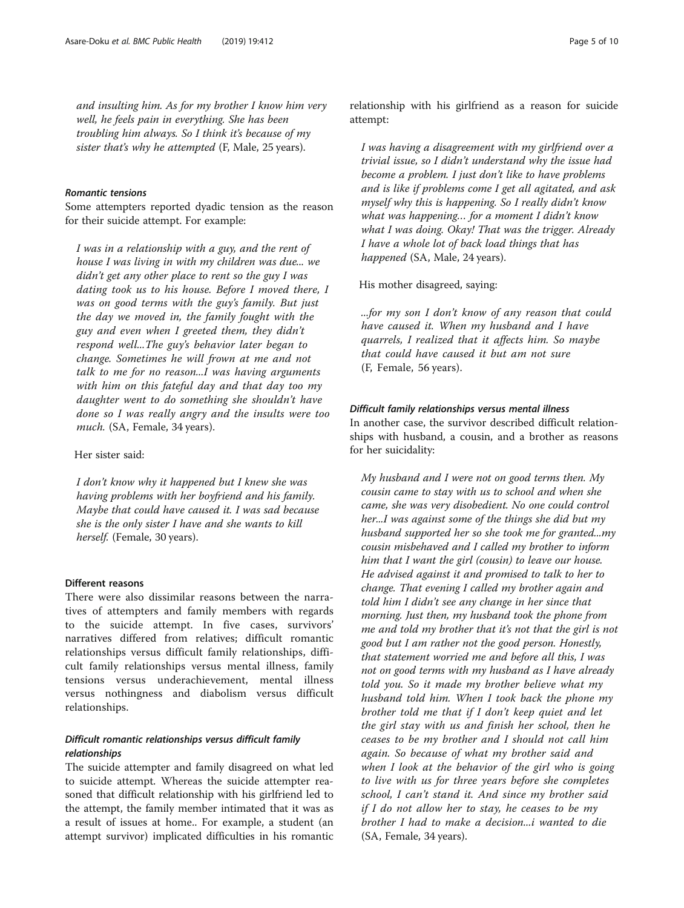*and insulting him. As for my brother I know him very well, he feels pain in everything. She has been troubling him always. So I think it's because of my sister that's why he attempted* (F, Male, 25 years).

#### *Romantic tensions*

Some attempters reported dyadic tension as the reason for their suicide attempt. For example:

> *I was in a relationship with a guy, and the rent of house I was living in with my children was due... we didn't get any other place to rent so the guy I was dating took us to his house. Before I moved there, I was on good terms with the guy's family. But just the day we moved in, the family fought with the guy and even when I greeted them, they didn't respond well...The guy's behavior later began to change. Sometimes he will frown at me and not talk to me for no reason...I was having arguments with him on this fateful day and that day too my daughter went to do something she shouldn't have done so I was really angry and the insults were too much.* (SA, Female, 34 years).

Her sister said:

> *I don't know why it happened but I knew she was having problems with her boyfriend and his family. Maybe that could have caused it. I was sad because she is the only sister I have and she wants to kill herself.* (Female, 30 years).

### Different reasons

There were also dissimilar reasons between the narratives of attempters and family members with regards to the suicide attempt. In five cases, survivors' narratives differed from relatives; difficult romantic relationships versus difficult family relationships, difficult family relationships versus mental illness, family tensions versus underachievement, mental illness versus nothingness and diabolism versus difficult relationships.

#### *Difficult romantic relationships versus difficult family relationships*

The suicide attempter and family disagreed on what led to suicide attempt. Whereas the suicide attempter reasoned that difficult relationship with his girlfriend led to the attempt, the family member intimated that it was as a result of issues at home.. For example, a student (an attempt survivor) implicated difficulties in his romantic relationship with his girlfriend as a reason for suicide attempt:

> *I was having a disagreement with my girlfriend over a trivial issue, so I didn't understand why the issue had become a problem. I just don't like to have problems and is like if problems come I get all agitated, and ask myself why this is happening. So I really didn't know what was happening… for a moment I didn't know what I was doing. Okay! That was the trigger. Already I have a whole lot of back load things that has happened* (SA, Male, 24 years).

His mother disagreed, saying:

> *...for my son I don't know of any reason that could have caused it. When my husband and I have quarrels, I realized that it affects him. So maybe that could have caused it but am not sure* (F, Female, 56 years).

#### *Difficult family relationships versus mental illness*

In another case, the survivor described difficult relationships with husband, a cousin, and a brother as reasons for her suicidality:

> *My husband and I were not on good terms then. My cousin came to stay with us to school and when she came, she was very disobedient. No one could control her...I was against some of the things she did but my husband supported her so she took me for granted...my cousin misbehaved and I called my brother to inform him that I want the girl (cousin) to leave our house. He advised against it and promised to talk to her to change. That evening I called my brother again and told him I didn't see any change in her since that morning. Just then, my husband took the phone from me and told my brother that it's not that the girl is not good but I am rather not the good person. Honestly, that statement worried me and before all this, I was not on good terms with my husband as I have already told you. So it made my brother believe what my husband told him. When I took back the phone my brother told me that if I don't keep quiet and let the girl stay with us and finish her school, then he ceases to be my brother and I should not call him again. So because of what my brother said and when I look at the behavior of the girl who is going to live with us for three years before she completes school, I can't stand it. And since my brother said if I do not allow her to stay, he ceases to be my brother I had to make a decision...i wanted to die* (SA, Female, 34 years).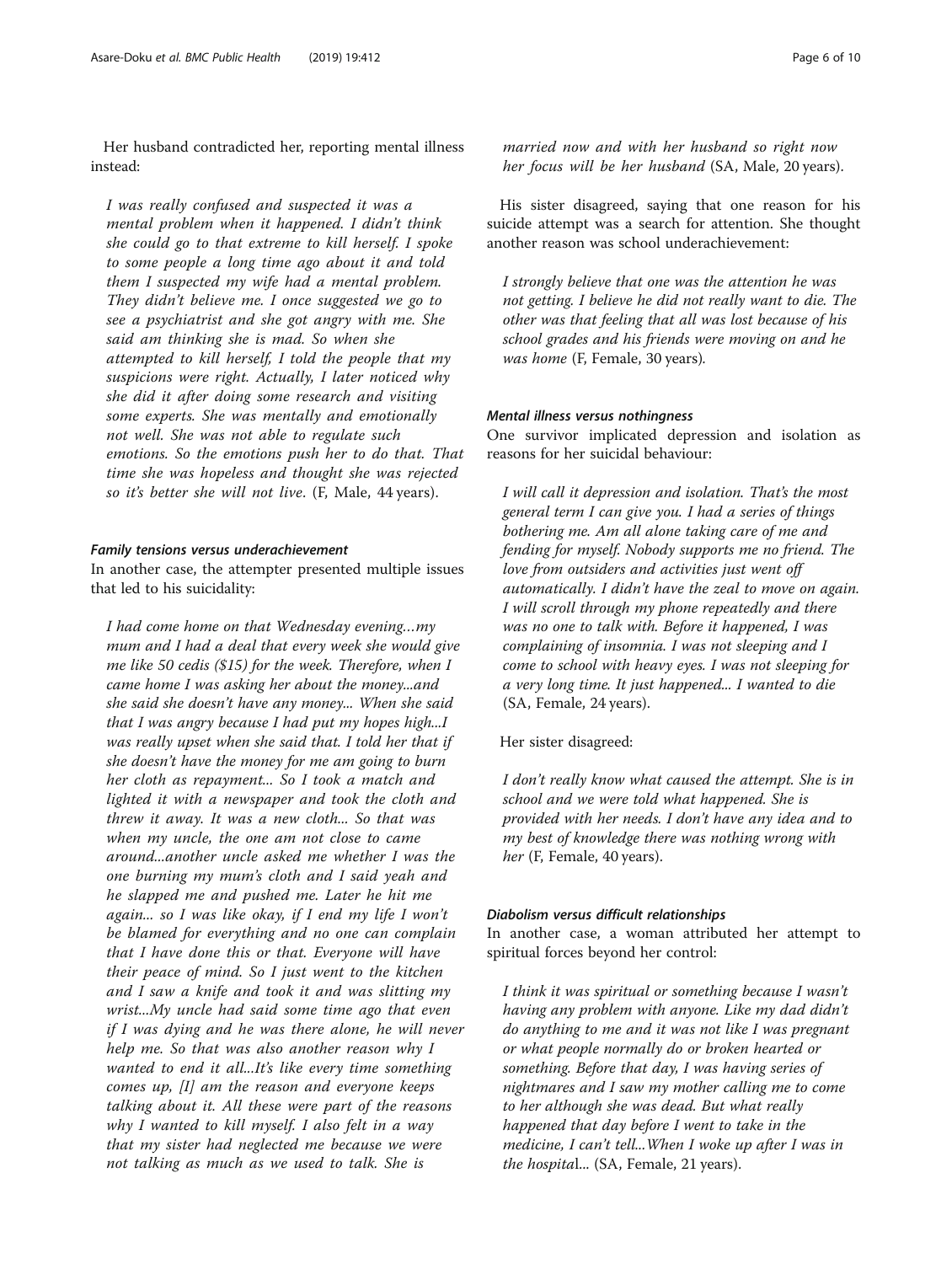Her husband contradicted her, reporting mental illness instead:

> *I was really confused and suspected it was a mental problem when it happened. I didn't think she could go to that extreme to kill herself. I spoke to some people a long time ago about it and told them I suspected my wife had a mental problem. They didn't believe me. I once suggested we go to see a psychiatrist and she got angry with me. She said am thinking she is mad. So when she attempted to kill herself, I told the people that my suspicions were right. Actually, I later noticed why she did it after doing some research and visiting some experts. She was mentally and emotionally not well. She was not able to regulate such emotions. So the emotions push her to do that. That time she was hopeless and thought she was rejected so it's better she will not live*. (F, Male, 44 years).

#### *Family tensions versus underachievement*

In another case, the attempter presented multiple issues that led to his suicidality:

> *I had come home on that Wednesday evening…my mum and I had a deal that every week she would give me like 50 cedis ($15) for the week. Therefore, when I came home I was asking her about the money...and she said she doesn't have any money... When she said that I was angry because I had put my hopes high...I was really upset when she said that. I told her that if she doesn't have the money for me am going to burn her cloth as repayment... So I took a match and lighted it with a newspaper and took the cloth and threw it away. It was a new cloth... So that was when my uncle, the one am not close to came around...another uncle asked me whether I was the one burning my mum's cloth and I said yeah and he slapped me and pushed me. Later he hit me again... so I was like okay, if I end my life I won't be blamed for everything and no one can complain that I have done this or that. Everyone will have their peace of mind. So I just went to the kitchen and I saw a knife and took it and was slitting my wrist...My uncle had said some time ago that even if I was dying and he was there alone, he will never help me. So that was also another reason why I wanted to end it all...It's like every time something comes up, [I] am the reason and everyone keeps talking about it. All these were part of the reasons why I wanted to kill myself. I also felt in a way that my sister had neglected me because we were not talking as much as we used to talk. She is married now and with her husband so right now her focus will be her husband* (SA, Male, 20 years).

His sister disagreed, saying that one reason for his suicide attempt was a search for attention. She thought another reason was school underachievement:

> *I strongly believe that one was the attention he was not getting. I believe he did not really want to die. The other was that feeling that all was lost because of his school grades and his friends were moving on and he was home* (F, Female, 30 years).

#### *Mental illness versus nothingness*

One survivor implicated depression and isolation as reasons for her suicidal behaviour:

> *I will call it depression and isolation. That's the most general term I can give you. I had a series of things bothering me. Am all alone taking care of me and fending for myself. Nobody supports me no friend. The love from outsiders and activities just went off automatically. I didn't have the zeal to move on again. I will scroll through my phone repeatedly and there was no one to talk with. Before it happened, I was complaining of insomnia. I was not sleeping and I come to school with heavy eyes. I was not sleeping for a very long time. It just happened... I wanted to die* (SA, Female, 24 years).

Her sister disagreed:

> *I don't really know what caused the attempt. She is in school and we were told what happened. She is provided with her needs. I don't have any idea and to my best of knowledge there was nothing wrong with her* (F, Female, 40 years).

#### *Diabolism versus difficult relationships*

In another case, a woman attributed her attempt to spiritual forces beyond her control:

> *I think it was spiritual or something because I wasn't having any problem with anyone. Like my dad didn't do anything to me and it was not like I was pregnant or what people normally do or broken hearted or something. Before that day, I was having series of nightmares and I saw my mother calling me to come to her although she was dead. But what really happened that day before I went to take in the medicine, I can't tell...When I woke up after I was in the hospita*l... (SA, Female, 21 years).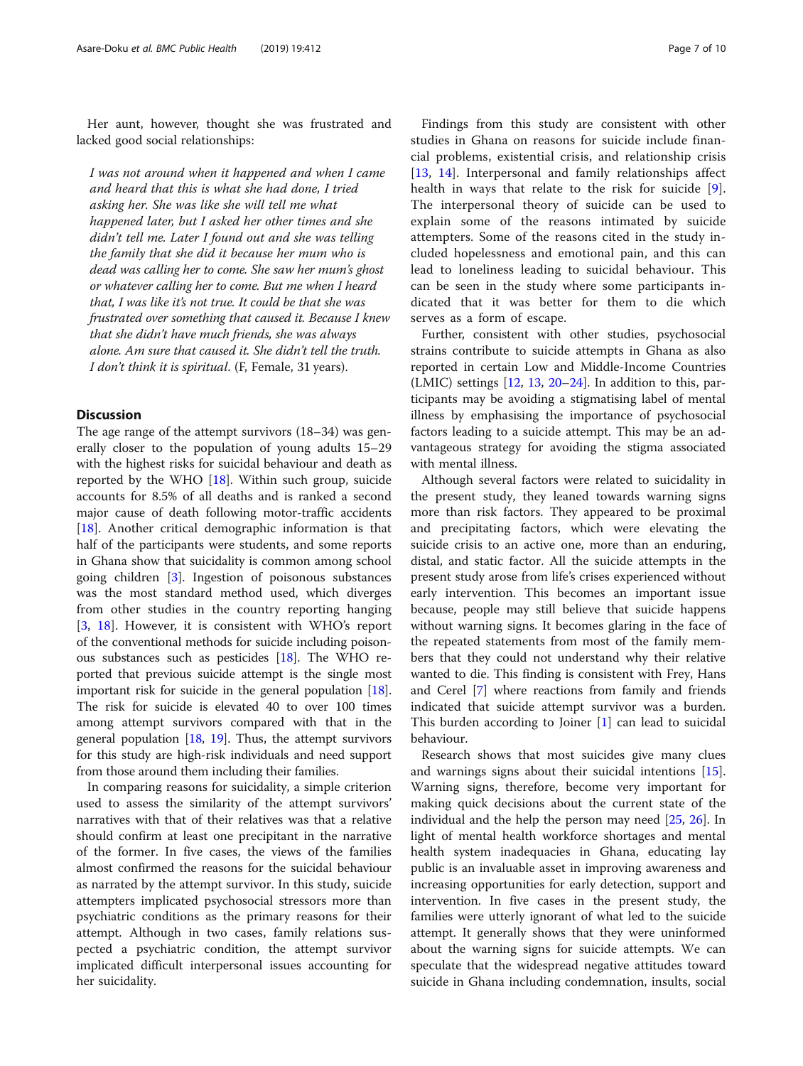Her aunt, however, thought she was frustrated and lacked good social relationships:

> *I was not around when it happened and when I came and heard that this is what she had done, I tried asking her. She was like she will tell me what happened later, but I asked her other times and she didn't tell me. Later I found out and she was telling the family that she did it because her mum who is dead was calling her to come. She saw her mum's ghost or whatever calling her to come. But me when I heard that, I was like it's not true. It could be that she was frustrated over something that caused it. Because I knew that she didn't have much friends, she was always alone. Am sure that caused it. She didn't tell the truth. I don't think it is spiritual*. (F, Female, 31 years).

## Discussion

The age range of the attempt survivors (18–34) was generally closer to the population of young adults 15–29 with the highest risks for suicidal behaviour and death as reported by the WHO [18]. Within such group, suicide accounts for 8.5% of all deaths and is ranked a second major cause of death following motor-traffic accidents [18]. Another critical demographic information is that half of the participants were students, and some reports in Ghana show that suicidality is common among school going children [3]. Ingestion of poisonous substances was the most standard method used, which diverges from other studies in the country reporting hanging [3, 18]. However, it is consistent with WHO's report of the conventional methods for suicide including poisonous substances such as pesticides [18]. The WHO reported that previous suicide attempt is the single most important risk for suicide in the general population [18]. The risk for suicide is elevated 40 to over 100 times among attempt survivors compared with that in the general population [18, 19]. Thus, the attempt survivors for this study are high-risk individuals and need support from those around them including their families.

In comparing reasons for suicidality, a simple criterion used to assess the similarity of the attempt survivors' narratives with that of their relatives was that a relative should confirm at least one precipitant in the narrative of the former. In five cases, the views of the families almost confirmed the reasons for the suicidal behaviour as narrated by the attempt survivor. In this study, suicide attempters implicated psychosocial stressors more than psychiatric conditions as the primary reasons for their attempt. Although in two cases, family relations suspected a psychiatric condition, the attempt survivor implicated difficult interpersonal issues accounting for her suicidality.

Findings from this study are consistent with other studies in Ghana on reasons for suicide include financial problems, existential crisis, and relationship crisis [13, 14]. Interpersonal and family relationships affect health in ways that relate to the risk for suicide [9]. The interpersonal theory of suicide can be used to explain some of the reasons intimated by suicide attempters. Some of the reasons cited in the study included hopelessness and emotional pain, and this can lead to loneliness leading to suicidal behaviour. This can be seen in the study where some participants indicated that it was better for them to die which serves as a form of escape.

Further, consistent with other studies, psychosocial strains contribute to suicide attempts in Ghana as also reported in certain Low and Middle-Income Countries (LMIC) settings [12, 13, 20–24]. In addition to this, participants may be avoiding a stigmatising label of mental illness by emphasising the importance of psychosocial factors leading to a suicide attempt. This may be an advantageous strategy for avoiding the stigma associated with mental illness.

Although several factors were related to suicidality in the present study, they leaned towards warning signs more than risk factors. They appeared to be proximal and precipitating factors, which were elevating the suicide crisis to an active one, more than an enduring, distal, and static factor. All the suicide attempts in the present study arose from life's crises experienced without early intervention. This becomes an important issue because, people may still believe that suicide happens without warning signs. It becomes glaring in the face of the repeated statements from most of the family members that they could not understand why their relative wanted to die. This finding is consistent with Frey, Hans and Cerel [7] where reactions from family and friends indicated that suicide attempt survivor was a burden. This burden according to Joiner [1] can lead to suicidal behaviour.

Research shows that most suicides give many clues and warnings signs about their suicidal intentions [15]. Warning signs, therefore, become very important for making quick decisions about the current state of the individual and the help the person may need [25, 26]. In light of mental health workforce shortages and mental health system inadequacies in Ghana, educating lay public is an invaluable asset in improving awareness and increasing opportunities for early detection, support and intervention. In five cases in the present study, the families were utterly ignorant of what led to the suicide attempt. It generally shows that they were uninformed about the warning signs for suicide attempts. We can speculate that the widespread negative attitudes toward suicide in Ghana including condemnation, insults, social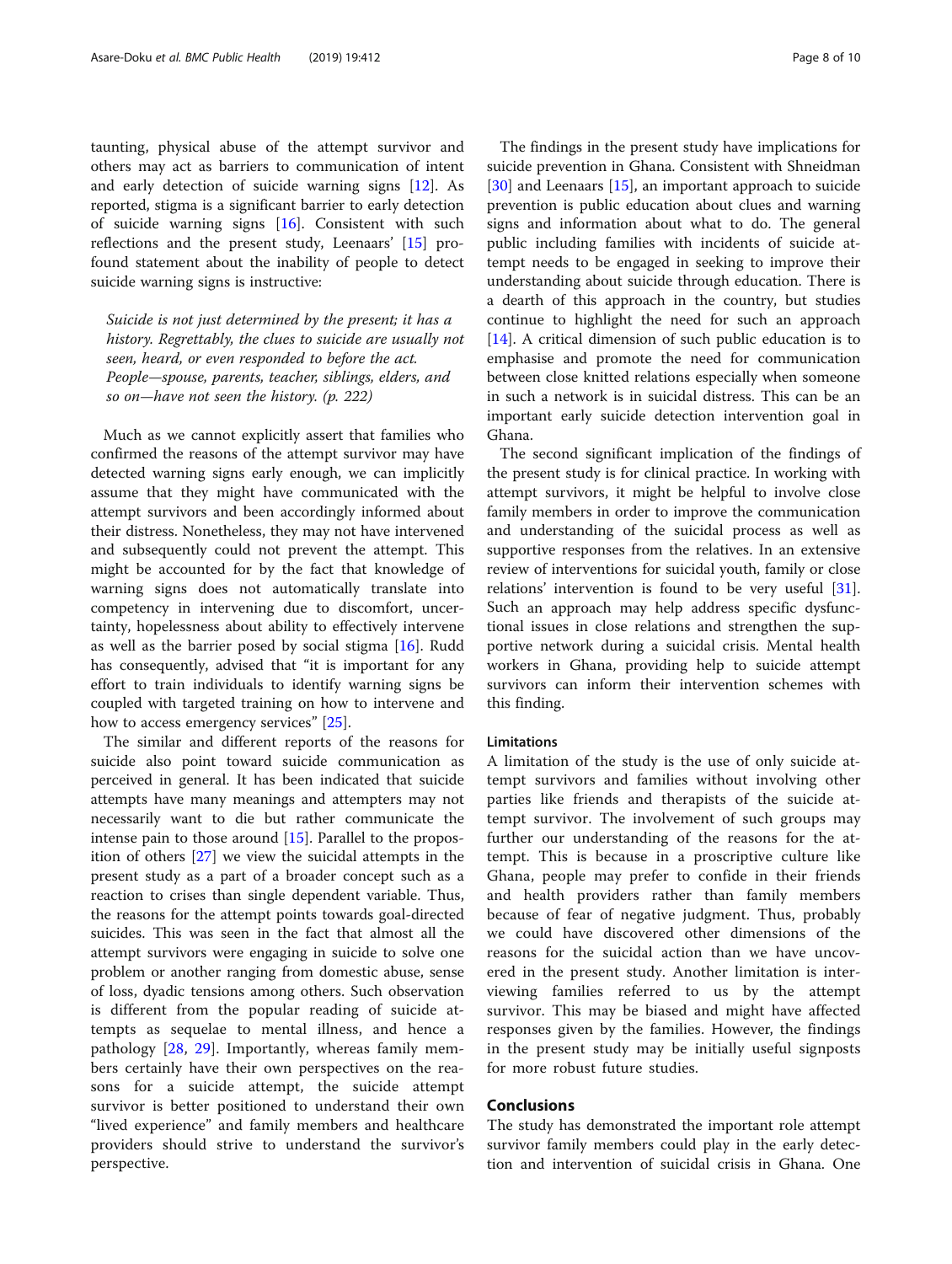taunting, physical abuse of the attempt survivor and others may act as barriers to communication of intent and early detection of suicide warning signs [12]. As reported, stigma is a significant barrier to early detection of suicide warning signs [16]. Consistent with such reflections and the present study, Leenaars' [15] profound statement about the inability of people to detect suicide warning signs is instructive:

> *Suicide is not just determined by the present; it has a history. Regrettably, the clues to suicide are usually not seen, heard, or even responded to before the act. People—spouse, parents, teacher, siblings, elders, and so on—have not seen the history. (p. 222)*

Much as we cannot explicitly assert that families who confirmed the reasons of the attempt survivor may have detected warning signs early enough, we can implicitly assume that they might have communicated with the attempt survivors and been accordingly informed about their distress. Nonetheless, they may not have intervened and subsequently could not prevent the attempt. This might be accounted for by the fact that knowledge of warning signs does not automatically translate into competency in intervening due to discomfort, uncertainty, hopelessness about ability to effectively intervene as well as the barrier posed by social stigma [16]. Rudd has consequently, advised that "it is important for any effort to train individuals to identify warning signs be coupled with targeted training on how to intervene and how to access emergency services" [25].

The similar and different reports of the reasons for suicide also point toward suicide communication as perceived in general. It has been indicated that suicide attempts have many meanings and attempters may not necessarily want to die but rather communicate the intense pain to those around [15]. Parallel to the proposition of others [27] we view the suicidal attempts in the present study as a part of a broader concept such as a reaction to crises than single dependent variable. Thus, the reasons for the attempt points towards goal-directed suicides. This was seen in the fact that almost all the attempt survivors were engaging in suicide to solve one problem or another ranging from domestic abuse, sense of loss, dyadic tensions among others. Such observation is different from the popular reading of suicide attempts as sequelae to mental illness, and hence a pathology [28, 29]. Importantly, whereas family members certainly have their own perspectives on the reasons for a suicide attempt, the suicide attempt survivor is better positioned to understand their own "lived experience" and family members and healthcare providers should strive to understand the survivor's perspective.

The findings in the present study have implications for suicide prevention in Ghana. Consistent with Shneidman [30] and Leenaars [15], an important approach to suicide prevention is public education about clues and warning signs and information about what to do. The general public including families with incidents of suicide attempt needs to be engaged in seeking to improve their understanding about suicide through education. There is a dearth of this approach in the country, but studies continue to highlight the need for such an approach [14]. A critical dimension of such public education is to emphasise and promote the need for communication between close knitted relations especially when someone in such a network is in suicidal distress. This can be an important early suicide detection intervention goal in Ghana.

The second significant implication of the findings of the present study is for clinical practice. In working with attempt survivors, it might be helpful to involve close family members in order to improve the communication and understanding of the suicidal process as well as supportive responses from the relatives. In an extensive review of interventions for suicidal youth, family or close relations' intervention is found to be very useful [31]. Such an approach may help address specific dysfunctional issues in close relations and strengthen the supportive network during a suicidal crisis. Mental health workers in Ghana, providing help to suicide attempt survivors can inform their intervention schemes with this finding.

### Limitations

A limitation of the study is the use of only suicide attempt survivors and families without involving other parties like friends and therapists of the suicide attempt survivor. The involvement of such groups may further our understanding of the reasons for the attempt. This is because in a proscriptive culture like Ghana, people may prefer to confide in their friends and health providers rather than family members because of fear of negative judgment. Thus, probably we could have discovered other dimensions of the reasons for the suicidal action than we have uncovered in the present study. Another limitation is interviewing families referred to us by the attempt survivor. This may be biased and might have affected responses given by the families. However, the findings in the present study may be initially useful signposts for more robust future studies.

## Conclusions

The study has demonstrated the important role attempt survivor family members could play in the early detection and intervention of suicidal crisis in Ghana. One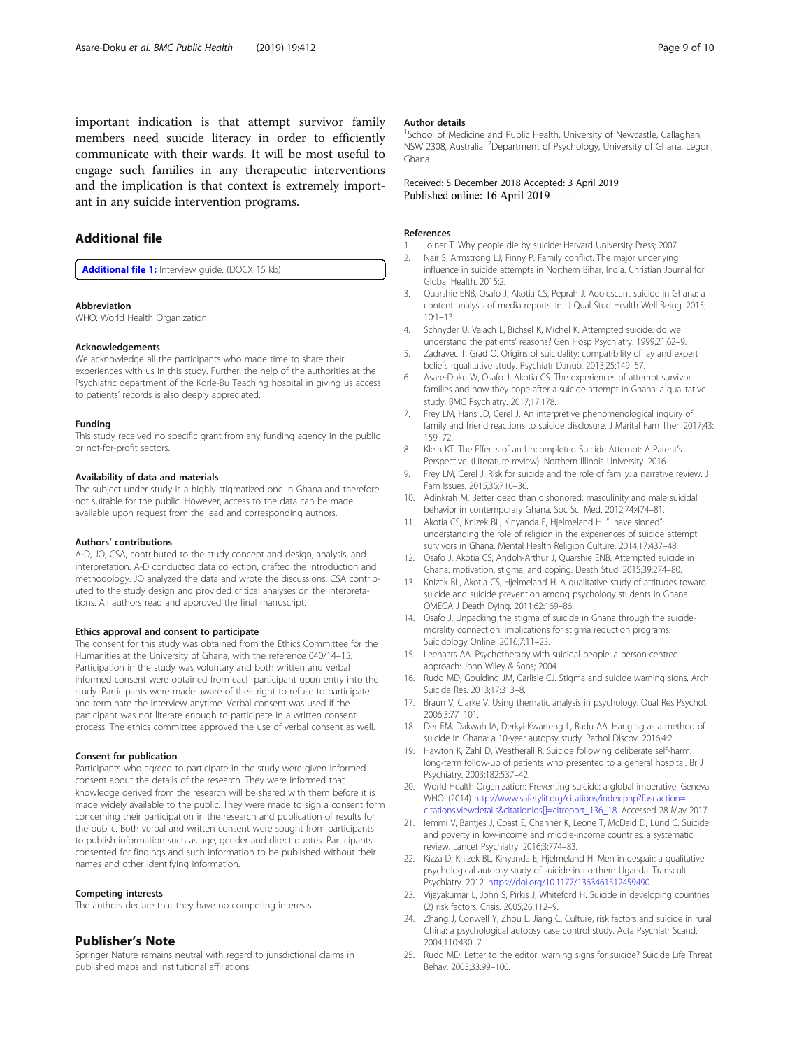important indication is that attempt survivor family members need suicide literacy in order to efficiently communicate with their wards. It will be most useful to engage such families in any therapeutic interventions and the implication is that context is extremely important in any suicide intervention programs.

## Additional file

**Additional file 1:** Interview guide. (DOCX 15 kb)

### Abbreviation

WHO: World Health Organization

### Acknowledgements

We acknowledge all the participants who made time to share their experiences with us in this study. Further, the help of the authorities at the Psychiatric department of the Korle-Bu Teaching hospital in giving us access to patients' records is also deeply appreciated.

### Funding

This study received no specific grant from any funding agency in the public or not-for-profit sectors.

### Availability of data and materials

The subject under study is a highly stigmatized one in Ghana and therefore not suitable for the public. However, access to the data can be made available upon request from the lead and corresponding authors.

### Authors' contributions

A-D, JO, CSA, contributed to the study concept and design, analysis, and interpretation. A-D conducted data collection, drafted the introduction and methodology. JO analyzed the data and wrote the discussions. CSA contributed to the study design and provided critical analyses on the interpretations. All authors read and approved the final manuscript.

### Ethics approval and consent to participate

The consent for this study was obtained from the Ethics Committee for the Humanities at the University of Ghana, with the reference 040/14–15. Participation in the study was voluntary and both written and verbal informed consent were obtained from each participant upon entry into the study. Participants were made aware of their right to refuse to participate and terminate the interview anytime. Verbal consent was used if the participant was not literate enough to participate in a written consent process. The ethics committee approved the use of verbal consent as well.

### Consent for publication

Participants who agreed to participate in the study were given informed consent about the details of the research. They were informed that knowledge derived from the research will be shared with them before it is made widely available to the public. They were made to sign a consent form concerning their participation in the research and publication of results for the public. Both verbal and written consent were sought from participants to publish information such as age, gender and direct quotes. Participants consented for findings and such information to be published without their names and other identifying information.

### Competing interests

The authors declare that they have no competing interests.

## Publisher's Note

Springer Nature remains neutral with regard to jurisdictional claims in published maps and institutional affiliations.

### Author details

[1]School of Medicine and Public Health, University of Newcastle, Callaghan, NSW 2308, Australia. [2]Department of Psychology, University of Ghana, Legon, Ghana.

Received: 5 December 2018 Accepted: 3 April 2019
Published online: 16 April 2019

### References

1. Joiner T. Why people die by suicide: Harvard University Press; 2007.
2. Nair S, Armstrong LJ, Finny P. Family conflict. The major underlying influence in suicide attempts in Northern Bihar, India. Christian Journal for Global Health. 2015;2.
3. Quarshie ENB, Osafo J, Akotia CS, Peprah J. Adolescent suicide in Ghana: a content analysis of media reports. Int J Qual Stud Health Well Being. 2015; 10:1–13.
4. Schnyder U, Valach L, Bichsel K, Michel K. Attempted suicide: do we understand the patients' reasons? Gen Hosp Psychiatry. 1999;21:62–9.
5. Zadravec T, Grad O. Origins of suicidality: compatibility of lay and expert beliefs -qualitative study. Psychiatr Danub. 2013;25:149–57.
6. Asare-Doku W, Osafo J, Akotia CS. The experiences of attempt survivor families and how they cope after a suicide attempt in Ghana: a qualitative study. BMC Psychiatry. 2017;17:178.
7. Frey LM, Hans JD, Cerel J. An interpretive phenomenological inquiry of family and friend reactions to suicide disclosure. J Marital Fam Ther. 2017;43: 159–72.
8. Klein KT. The Effects of an Uncompleted Suicide Attempt: A Parent's Perspective. (Literature review). Northern Illinois University. 2016.
9. Frey LM, Cerel J. Risk for suicide and the role of family: a narrative review. J Fam Issues. 2015;36:716–36.
10. Adinkrah M. Better dead than dishonored: masculinity and male suicidal behavior in contemporary Ghana. Soc Sci Med. 2012;74:474–81.
11. Akotia CS, Knizek BL, Kinyanda E, Hjelmeland H. "I have sinned": understanding the role of religion in the experiences of suicide attempt survivors in Ghana. Mental Health Religion Culture. 2014;17:437–48.
12. Osafo J, Akotia CS, Andoh-Arthur J, Quarshie ENB. Attempted suicide in Ghana: motivation, stigma, and coping. Death Stud. 2015;39:274–80.
13. Knizek BL, Akotia CS, Hjelmeland H. A qualitative study of attitudes toward suicide and suicide prevention among psychology students in Ghana. OMEGA J Death Dying. 2011;62:169–86.
14. Osafo J. Unpacking the stigma of suicide in Ghana through the suicide-morality connection: implications for stigma reduction programs. Suicidology Online. 2016;7:11–23.
15. Leenaars AA. Psychotherapy with suicidal people: a person-centred approach: John Wiley & Sons; 2004.
16. Rudd MD, Goulding JM, Carlisle CJ. Stigma and suicide warning signs. Arch Suicide Res. 2013;17:313–8.
17. Braun V, Clarke V. Using thematic analysis in psychology. Qual Res Psychol. 2006;3:77–101.
18. Der EM, Dakwah IA, Derkyi-Kwarteng L, Badu AA. Hanging as a method of suicide in Ghana: a 10-year autopsy study. Pathol Discov. 2016;4:2.
19. Hawton K, Zahl D, Weatherall R. Suicide following deliberate self-harm: long-term follow-up of patients who presented to a general hospital. Br J Psychiatry. 2003;182:537–42.
20. World Health Organization: Preventing suicide: a global imperative. Geneva: WHO. (2014) http://www.safetylit.org/citations/index.php?fuseaction=citations.viewdetails&citationIds[]=citreport_136_18. Accessed 28 May 2017.
21. Iemmi V, Bantjes J, Coast E, Channer K, Leone T, McDaid D, Lund C. Suicide and poverty in low-income and middle-income countries: a systematic review. Lancet Psychiatry. 2016;3:774–83.
22. Kizza D, Knizek BL, Kinyanda E, Hjelmeland H. Men in despair: a qualitative psychological autopsy study of suicide in northern Uganda. Transcult Psychiatry. 2012. https://doi.org/10.1177/1363461512459490.
23. Vijayakumar L, John S, Pirkis J, Whiteford H. Suicide in developing countries (2) risk factors. Crisis. 2005;26:112–9.
24. Zhang J, Conwell Y, Zhou L, Jiang C. Culture, risk factors and suicide in rural China: a psychological autopsy case control study. Acta Psychiatr Scand. 2004;110:430–7.
25. Rudd MD. Letter to the editor: warning signs for suicide? Suicide Life Threat Behav. 2003;33:99–100.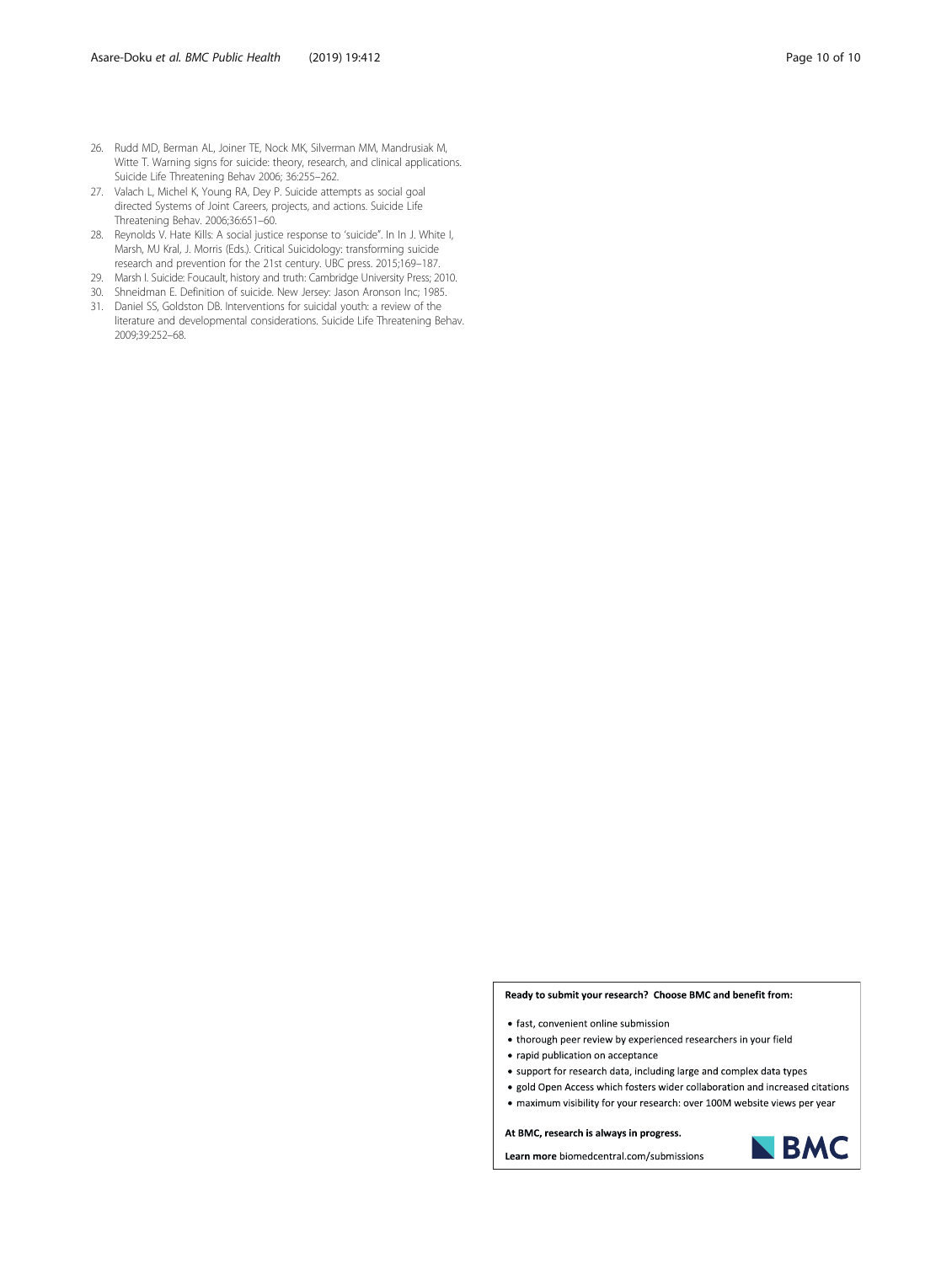26. Rudd MD, Berman AL, Joiner TE, Nock MK, Silverman MM, Mandrusiak M, Witte T. Warning signs for suicide: theory, research, and clinical applications. Suicide Life Threatening Behav 2006; 36:255–262.
27. Valach L, Michel K, Young RA, Dey P. Suicide attempts as social goal directed Systems of Joint Careers, projects, and actions. Suicide Life Threatening Behav. 2006;36:651–60.
28. Reynolds V. Hate Kills: A social justice response to 'suicide". In In J. White I, Marsh, MJ Kral, J. Morris (Eds.). Critical Suicidology: transforming suicide research and prevention for the 21st century. UBC press. 2015;169–187.
29. Marsh I. Suicide: Foucault, history and truth: Cambridge University Press; 2010.
30. Shneidman E. Definition of suicide. New Jersey: Jason Aronson Inc; 1985.
31. Daniel SS, Goldston DB. Interventions for suicidal youth: a review of the literature and developmental considerations. Suicide Life Threatening Behav. 2009;39:252–68.

**Ready to submit your research? Choose BMC and benefit from:**

- fast, convenient online submission
- thorough peer review by experienced researchers in your field
- rapid publication on acceptance
- support for research data, including large and complex data types
- gold Open Access which fosters wider collaboration and increased citations
- maximum visibility for your research: over 100M website views per year

**At BMC, research is always in progress.**

**Learn more** biomedcentral.com/submissions

BMC